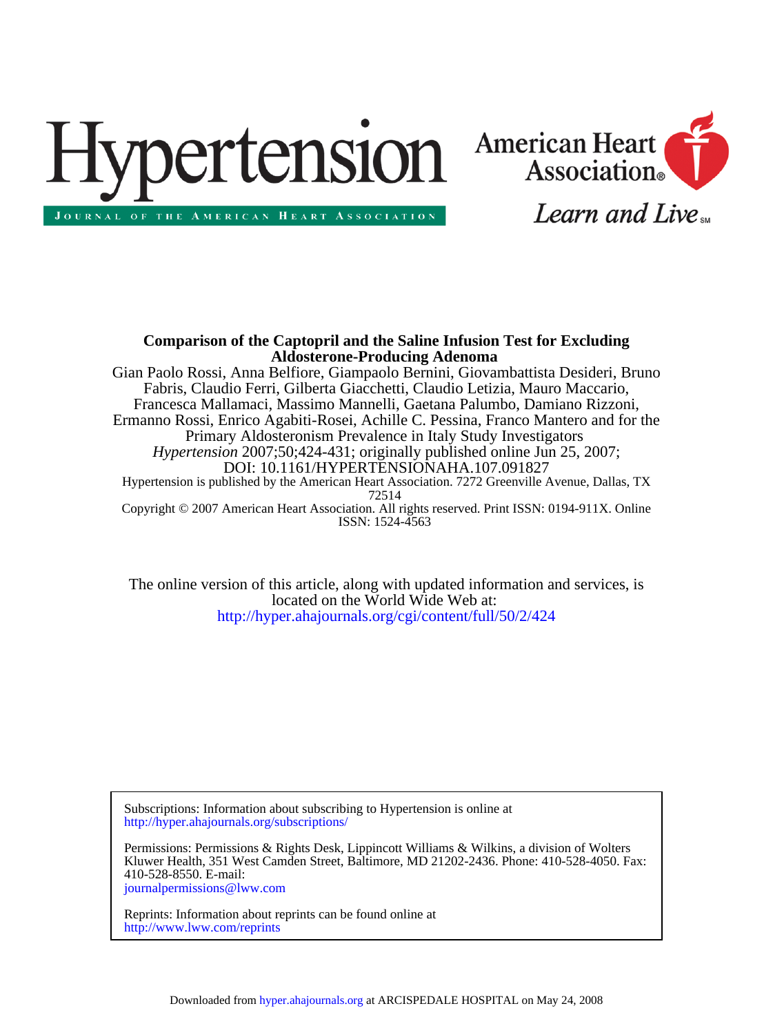# Hypertension

JOURNAL OF THE AMERICAN HEART ASSOCIATION

American Heart Association®

Learn and Live℠

**Comparison of the Captopril and the Saline Infusion Test for Excluding Aldosterone-Producing Adenoma**

Gian Paolo Rossi, Anna Belfiore, Giampaolo Bernini, Giovambattista Desideri, Bruno Fabris, Claudio Ferri, Gilberta Giacchetti, Claudio Letizia, Mauro Maccario, Francesca Mallamaci, Massimo Mannelli, Gaetana Palumbo, Damiano Rizzoni, Ermanno Rossi, Enrico Agabiti-Rosei, Achille C. Pessina, Franco Mantero and for the Primary Aldosteronism Prevalence in Italy Study Investigators

*Hypertension* 2007;50;424-431; originally published online Jun 25, 2007;

DOI: 10.1161/HYPERTENSIONAHA.107.091827

Hypertension is published by the American Heart Association. 7272 Greenville Avenue, Dallas, TX 72514

Copyright © 2007 American Heart Association. All rights reserved. Print ISSN: 0194-911X. Online ISSN: 1524-4563

The online version of this article, along with updated information and services, is located on the World Wide Web at:

http://hyper.ahajournals.org/cgi/content/full/50/2/424

Subscriptions: Information about subscribing to Hypertension is online at
http://hyper.ahajournals.org/subscriptions/

Permissions: Permissions & Rights Desk, Lippincott Williams & Wilkins, a division of Wolters Kluwer Health, 351 West Camden Street, Baltimore, MD 21202-2436. Phone: 410-528-4050. Fax: 410-528-8550. E-mail:
journalpermissions@lww.com

Reprints: Information about reprints can be found online at
http://www.lww.com/reprints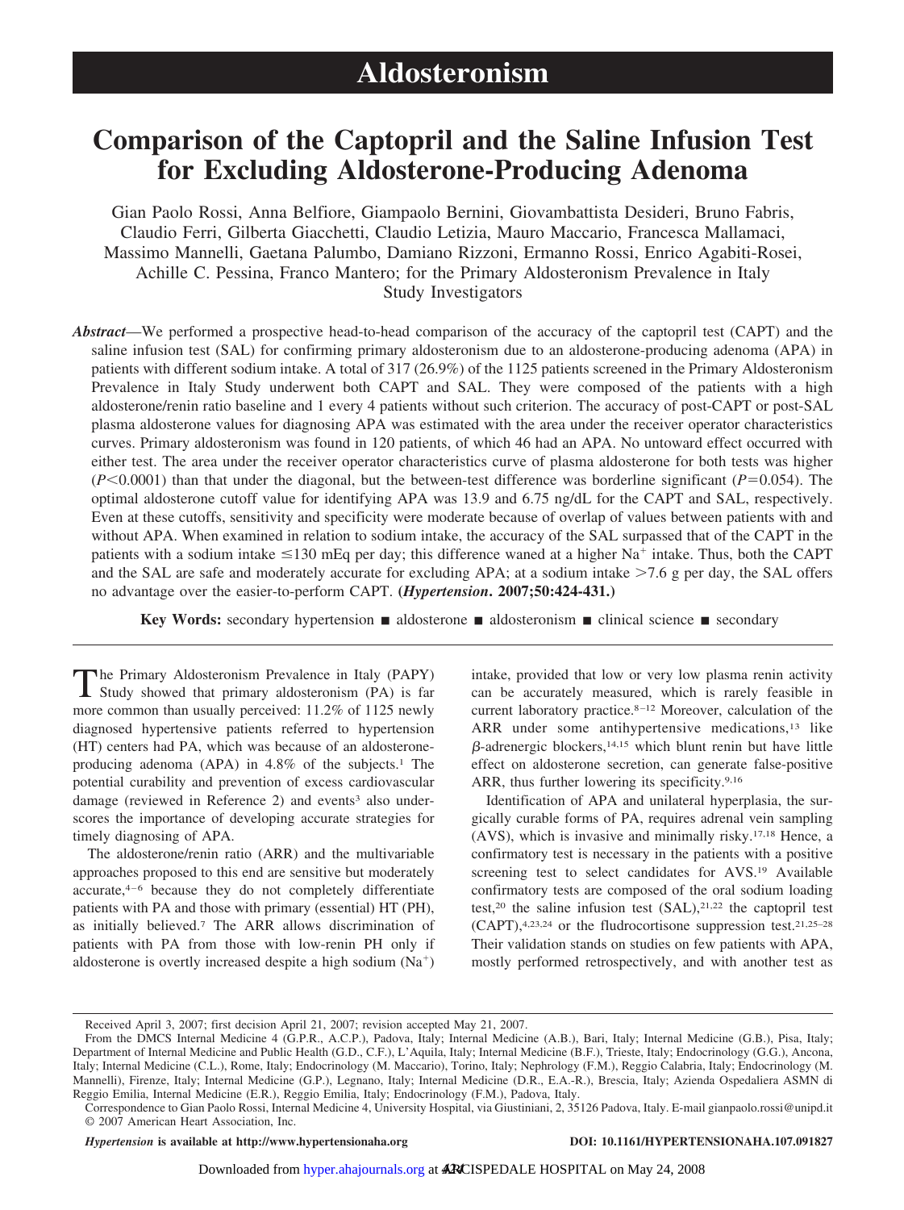# Aldosteronism

# Comparison of the Captopril and the Saline Infusion Test for Excluding Aldosterone-Producing Adenoma

Gian Paolo Rossi, Anna Belfiore, Giampaolo Bernini, Giovambattista Desideri, Bruno Fabris, Claudio Ferri, Gilberta Giacchetti, Claudio Letizia, Mauro Maccario, Francesca Mallamaci, Massimo Mannelli, Gaetana Palumbo, Damiano Rizzoni, Ermanno Rossi, Enrico Agabiti-Rosei, Achille C. Pessina, Franco Mantero; for the Primary Aldosteronism Prevalence in Italy Study Investigators

***Abstract***—We performed a prospective head-to-head comparison of the accuracy of the captopril test (CAPT) and the saline infusion test (SAL) for confirming primary aldosteronism due to an aldosterone-producing adenoma (APA) in patients with different sodium intake. A total of 317 (26.9%) of the 1125 patients screened in the Primary Aldosteronism Prevalence in Italy Study underwent both CAPT and SAL. They were composed of the patients with a high aldosterone/renin ratio baseline and 1 every 4 patients without such criterion. The accuracy of post-CAPT or post-SAL plasma aldosterone values for diagnosing APA was estimated with the area under the receiver operator characteristics curves. Primary aldosteronism was found in 120 patients, of which 46 had an APA. No untoward effect occurred with either test. The area under the receiver operator characteristics curve of plasma aldosterone for both tests was higher ($P<0.0001$) than that under the diagonal, but the between-test difference was borderline significant ($P=0.054$). The optimal aldosterone cutoff value for identifying APA was 13.9 and 6.75 ng/dL for the CAPT and SAL, respectively. Even at these cutoffs, sensitivity and specificity were moderate because of overlap of values between patients with and without APA. When examined in relation to sodium intake, the accuracy of the SAL surpassed that of the CAPT in the patients with a sodium intake ≤130 mEq per day; this difference waned at a higher $Na^+$ intake. Thus, both the CAPT and the SAL are safe and moderately accurate for excluding APA; at a sodium intake >7.6 g per day, the SAL offers no advantage over the easier-to-perform CAPT. (***Hypertension*. 2007;50:424-431.**)

**Key Words:** secondary hypertension ■ aldosterone ■ aldosteronism ■ clinical science ■ secondary

The Primary Aldosteronism Prevalence in Italy (PAPY) Study showed that primary aldosteronism (PA) is far more common than usually perceived: 11.2% of 1125 newly diagnosed hypertensive patients referred to hypertension (HT) centers had PA, which was because of an aldosterone-producing adenoma (APA) in 4.8% of the subjects.[1] The potential curability and prevention of excess cardiovascular damage (reviewed in Reference 2) and events[3] also underscores the importance of developing accurate strategies for timely diagnosing of APA.

The aldosterone/renin ratio (ARR) and the multivariable approaches proposed to this end are sensitive but moderately accurate,[4–6] because they do not completely differentiate patients with PA and those with primary (essential) HT (PH), as initially believed.[7] The ARR allows discrimination of patients with PA from those with low-renin PH only if aldosterone is overtly increased despite a high sodium ($Na^+$) intake, provided that low or very low plasma renin activity can be accurately measured, which is rarely feasible in current laboratory practice.[8–12] Moreover, calculation of the ARR under some antihypertensive medications,[13] like β-adrenergic blockers,[14,15] which blunt renin but have little effect on aldosterone secretion, can generate false-positive ARR, thus further lowering its specificity.[9,16]

Identification of APA and unilateral hyperplasia, the surgically curable forms of PA, requires adrenal vein sampling (AVS), which is invasive and minimally risky.[17,18] Hence, a confirmatory test is necessary in the patients with a positive screening test to select candidates for AVS.[19] Available confirmatory tests are composed of the oral sodium loading test,[20] the saline infusion test (SAL),[21,22] the captopril test (CAPT),[4,23,24] or the fludrocortisone suppression test.[21,25–28] Their validation stands on studies on few patients with APA, mostly performed retrospectively, and with another test as

Received April 3, 2007; first decision April 21, 2007; revision accepted May 21, 2007.

From the DMCS Internal Medicine 4 (G.P.R., A.C.P.), Padova, Italy; Internal Medicine (A.B.), Bari, Italy; Internal Medicine (G.B.), Pisa, Italy; Department of Internal Medicine and Public Health (G.D., C.F.), L'Aquila, Italy; Internal Medicine (B.F.), Trieste, Italy; Endocrinology (G.G.), Ancona, Italy; Internal Medicine (C.L.), Rome, Italy; Endocrinology (M. Maccario), Torino, Italy; Nephrology (F.M.), Reggio Calabria, Italy; Endocrinology (M. Mannelli), Firenze, Italy; Internal Medicine (G.P.), Legnano, Italy; Internal Medicine (D.R., E.A.-R.), Brescia, Italy; Azienda Ospedaliera ASMN di Reggio Emilia, Internal Medicine (E.R.), Reggio Emilia, Italy; Endocrinology (F.M.), Padova, Italy.

Correspondence to Gian Paolo Rossi, Internal Medicine 4, University Hospital, via Giustiniani, 2, 35126 Padova, Italy. E-mail gianpaolo.rossi@unipd.it

© 2007 American Heart Association, Inc.

*Hypertension* is available at http://www.hypertensionaha.org DOI: 10.1161/HYPERTENSIONAHA.107.091827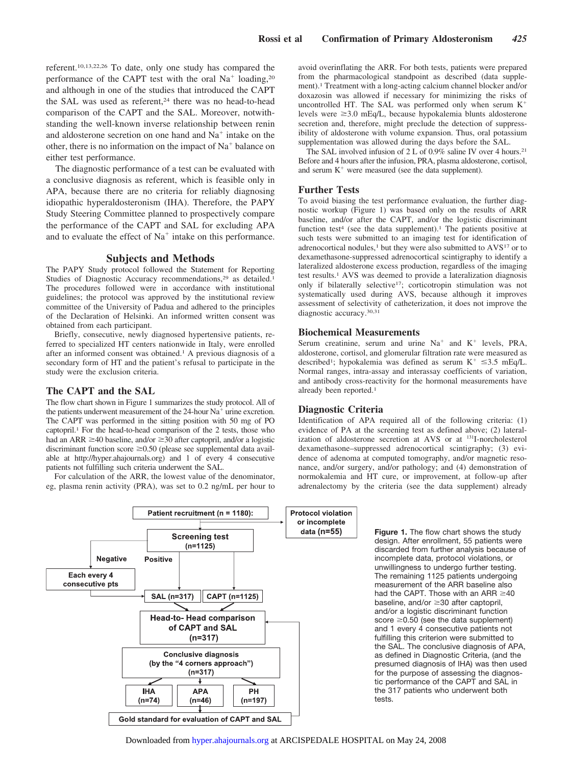referent.[10,13,22,26] To date, only one study has compared the performance of the CAPT test with the oral $Na^+$ loading,[20] and although in one of the studies that introduced the CAPT the SAL was used as referent,[24] there was no head-to-head comparison of the CAPT and the SAL. Moreover, notwithstanding the well-known inverse relationship between renin and aldosterone secretion on one hand and $Na^+$ intake on the other, there is no information on the impact of $Na^+$ balance on either test performance.

The diagnostic performance of a test can be evaluated with a conclusive diagnosis as referent, which is feasible only in APA, because there are no criteria for reliably diagnosing idiopathic hyperaldosteronism (IHA). Therefore, the PAPY Study Steering Committee planned to prospectively compare the performance of the CAPT and SAL for excluding APA and to evaluate the effect of $Na^+$ intake on this performance.

## Subjects and Methods

The PAPY Study protocol followed the Statement for Reporting Studies of Diagnostic Accuracy recommendations,[29] as detailed.[1] The procedures followed were in accordance with institutional guidelines; the protocol was approved by the institutional review committee of the University of Padua and adhered to the principles of the Declaration of Helsinki. An informed written consent was obtained from each participant.

Briefly, consecutive, newly diagnosed hypertensive patients, referred to specialized HT centers nationwide in Italy, were enrolled after an informed consent was obtained.[1] A previous diagnosis of a secondary form of HT and the patient's refusal to participate in the study were the exclusion criteria.

### The CAPT and the SAL

The flow chart shown in Figure 1 summarizes the study protocol. All of the patients underwent measurement of the 24-hour $Na^+$ urine excretion. The CAPT was performed in the sitting position with 50 mg of PO captopril.[1] For the head-to-head comparison of the 2 tests, those who had an ARR ≥40 baseline, and/or ≥30 after captopril, and/or a logistic discriminant function score ≥0.50 (please see supplemental data available at http://hyper.ahajournals.org) and 1 of every 4 consecutive patients not fulfilling such criteria underwent the SAL.

For calculation of the ARR, the lowest value of the denominator, eg, plasma renin activity (PRA), was set to 0.2 ng/mL per hour to avoid overinflating the ARR. For both tests, patients were prepared from the pharmacological standpoint as described (data supplement).[1] Treatment with a long-acting calcium channel blocker and/or doxazosin was allowed if necessary for minimizing the risks of uncontrolled HT. The SAL was performed only when serum $K^+$ levels were ≥3.0 mEq/L, because hypokalemia blunts aldosterone secretion and, therefore, might preclude the detection of suppressibility of aldosterone with volume expansion. Thus, oral potassium supplementation was allowed during the days before the SAL.

The SAL involved infusion of 2 L of 0.9% saline IV over 4 hours.[21] Before and 4 hours after the infusion, PRA, plasma aldosterone, cortisol, and serum $K^+$ were measured (see the data supplement).

### Further Tests

To avoid biasing the test performance evaluation, the further diagnostic workup (Figure 1) was based only on the results of ARR baseline, and/or after the CAPT, and/or the logistic discriminant function test[4] (see the data supplement).[1] The patients positive at such tests were submitted to an imaging test for identification of adrenocortical nodules,[1] but they were also submitted to AVS[17] or to dexamethasone-suppressed adrenocortical scintigraphy to identify a lateralized aldosterone excess production, regardless of the imaging test results.[1] AVS was deemed to provide a lateralization diagnosis only if bilaterally selective[17]; corticotropin stimulation was not systematically used during AVS, because although it improves assessment of selectivity of catheterization, it does not improve the diagnostic accuracy.[30,31]

### Biochemical Measurements

Serum creatinine, serum and urine $Na^+$ and $K^+$ levels, PRA, aldosterone, cortisol, and glomerular filtration rate were measured as described[1]; hypokalemia was defined as serum $K^+$ ≤3.5 mEq/L. Normal ranges, intra-assay and interassay coefficients of variation, and antibody cross-reactivity for the hormonal measurements have already been reported.[1]

### Diagnostic Criteria

Identification of APA required all of the following criteria: (1) evidence of PA at the screening test as defined above; (2) lateralization of aldosterone secretion at AVS or at $^{131}$I-norcholesterol dexamethasone–suppressed adrenocortical scintigraphy; (3) evidence of adenoma at computed tomography, and/or magnetic resonance, and/or surgery, and/or pathology; and (4) demonstration of normokalemia and HT cure, or improvement, at follow-up after adrenalectomy by the criteria (see the data supplement) already

**Figure 1.** The flow chart shows the study design. After enrollment, 55 patients were discarded from further analysis because of incomplete data, protocol violations, or unwillingness to undergo further testing. The remaining 1125 patients undergoing measurement of the ARR baseline also had the CAPT. Those with an ARR ≥40 baseline, and/or ≥30 after captopril, and/or a logistic discriminant function score ≥0.50 (see the data supplement) and 1 every 4 consecutive patients not fulfilling this criterion were submitted to the SAL. The conclusive diagnosis of APA, as defined in Diagnostic Criteria, (and the presumed diagnosis of IHA) was then used for the purpose of assessing the diagnostic performance of the CAPT and SAL in the 317 patients who underwent both tests.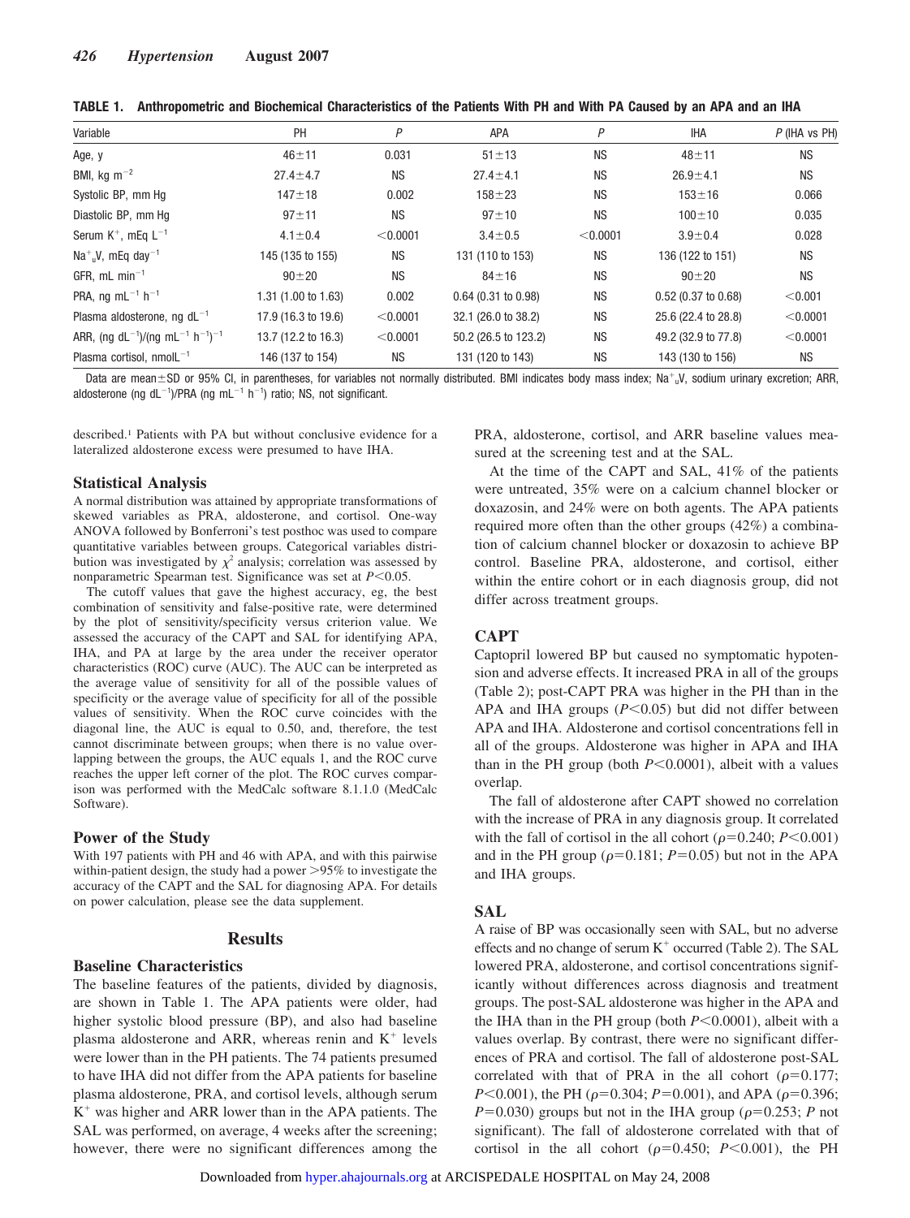**TABLE 1. Anthropometric and Biochemical Characteristics of the Patients With PH and With PA Caused by an APA and an IHA**

| Variable | PH | *P* | APA | *P* | IHA | *P* (IHA vs PH) |
|---|---|---|---|---|---|---|
| Age, y | 46±11 | 0.031 | 51±13 | NS | 48±11 | NS |
| BMI, kg $m^{-2}$ | 27.4±4.7 | NS | 27.4±4.1 | NS | 26.9±4.1 | NS |
| Systolic BP, mm Hg | 147±18 | 0.002 | 158±23 | NS | 153±16 | 0.066 |
| Diastolic BP, mm Hg | 97±11 | NS | 97±10 | NS | 100±10 | 0.035 |
| Serum $K^+$, mEq $L^{-1}$ | 4.1±0.4 | <0.0001 | 3.4±0.5 | <0.0001 | 3.9±0.4 | 0.028 |
| $Na^+_uV$, mEq $day^{-1}$ | 145 (135 to 155) | NS | 131 (110 to 153) | NS | 136 (122 to 151) | NS |
| GFR, mL $min^{-1}$ | 90±20 | NS | 84±16 | NS | 90±20 | NS |
| PRA, ng $mL^{-1}$ $h^{-1}$ | 1.31 (1.00 to 1.63) | 0.002 | 0.64 (0.31 to 0.98) | NS | 0.52 (0.37 to 0.68) | <0.001 |
| Plasma aldosterone, ng $dL^{-1}$ | 17.9 (16.3 to 19.6) | <0.0001 | 32.1 (26.0 to 38.2) | NS | 25.6 (22.4 to 28.8) | <0.0001 |
| ARR, (ng $dL^{-1}$)/(ng $mL^{-1}$ $h^{-1}$)$^{-1}$ | 13.7 (12.2 to 16.3) | <0.0001 | 50.2 (26.5 to 123.2) | NS | 49.2 (32.9 to 77.8) | <0.0001 |
| Plasma cortisol, nmol$L^{-1}$ | 146 (137 to 154) | NS | 131 (120 to 143) | NS | 143 (130 to 156) | NS |

Data are mean±SD or 95% CI, in parentheses, for variables not normally distributed. BMI indicates body mass index; $Na^+_uV$, sodium urinary excretion; ARR, aldosterone (ng $dL^{-1}$)/PRA (ng $mL^{-1}$ $h^{-1}$) ratio; NS, not significant.

described.[1] Patients with PA but without conclusive evidence for a lateralized aldosterone excess were presumed to have IHA.

### Statistical Analysis

A normal distribution was attained by appropriate transformations of skewed variables as PRA, aldosterone, and cortisol. One-way ANOVA followed by Bonferroni's test posthoc was used to compare quantitative variables between groups. Categorical variables distribution was investigated by $\chi^2$ analysis; correlation was assessed by nonparametric Spearman test. Significance was set at $P<0.05$.

The cutoff values that gave the highest accuracy, eg, the best combination of sensitivity and false-positive rate, were determined by the plot of sensitivity/specificity versus criterion value. We assessed the accuracy of the CAPT and SAL for identifying APA, IHA, and PA at large by the area under the receiver operator characteristics (ROC) curve (AUC). The AUC can be interpreted as the average value of sensitivity for all of the possible values of specificity or the average value of specificity for all of the possible values of sensitivity. When the ROC curve coincides with the diagonal line, the AUC is equal to 0.50, and, therefore, the test cannot discriminate between groups; when there is no value overlapping between the groups, the AUC equals 1, and the ROC curve reaches the upper left corner of the plot. The ROC curves comparison was performed with the MedCalc software 8.1.1.0 (MedCalc Software).

### Power of the Study

With 197 patients with PH and 46 with APA, and with this pairwise within-patient design, the study had a power >95% to investigate the accuracy of the CAPT and the SAL for diagnosing APA. For details on power calculation, please see the data supplement.

## Results

### Baseline Characteristics

The baseline features of the patients, divided by diagnosis, are shown in Table 1. The APA patients were older, had higher systolic blood pressure (BP), and also had baseline plasma aldosterone and ARR, whereas renin and $K^+$ levels were lower than in the PH patients. The 74 patients presumed to have IHA did not differ from the APA patients for baseline plasma aldosterone, PRA, and cortisol levels, although serum $K^+$ was higher and ARR lower than in the APA patients. The SAL was performed, on average, 4 weeks after the screening; however, there were no significant differences among the PRA, aldosterone, cortisol, and ARR baseline values measured at the screening test and at the SAL.

At the time of the CAPT and SAL, 41% of the patients were untreated, 35% were on a calcium channel blocker or doxazosin, and 24% were on both agents. The APA patients required more often than the other groups (42%) a combination of calcium channel blocker or doxazosin to achieve BP control. Baseline PRA, aldosterone, and cortisol, either within the entire cohort or in each diagnosis group, did not differ across treatment groups.

### CAPT

Captopril lowered BP but caused no symptomatic hypotension and adverse effects. It increased PRA in all of the groups (Table 2); post-CAPT PRA was higher in the PH than in the APA and IHA groups ($P<0.05$) but did not differ between APA and IHA. Aldosterone and cortisol concentrations fell in all of the groups. Aldosterone was higher in APA and IHA than in the PH group (both $P<0.0001$), albeit with a values overlap.

The fall of aldosterone after CAPT showed no correlation with the increase of PRA in any diagnosis group. It correlated with the fall of cortisol in the all cohort ($\rho=0.240$; $P<0.001$) and in the PH group ($\rho=0.181$; $P=0.05$) but not in the APA and IHA groups.

### SAL

A raise of BP was occasionally seen with SAL, but no adverse effects and no change of serum $K^+$ occurred (Table 2). The SAL lowered PRA, aldosterone, and cortisol concentrations significantly without differences across diagnosis and treatment groups. The post-SAL aldosterone was higher in the APA and the IHA than in the PH group (both $P<0.0001$), albeit with a values overlap. By contrast, there were no significant differences of PRA and cortisol. The fall of aldosterone post-SAL correlated with that of PRA in the all cohort ($\rho=0.177$; $P<0.001$), the PH ($\rho=0.304$; $P=0.001$), and APA ($\rho=0.396$; $P=0.030$) groups but not in the IHA group ($\rho=0.253$; *P* not significant). The fall of aldosterone correlated with that of cortisol in the all cohort ($\rho=0.450$; $P<0.001$), the PH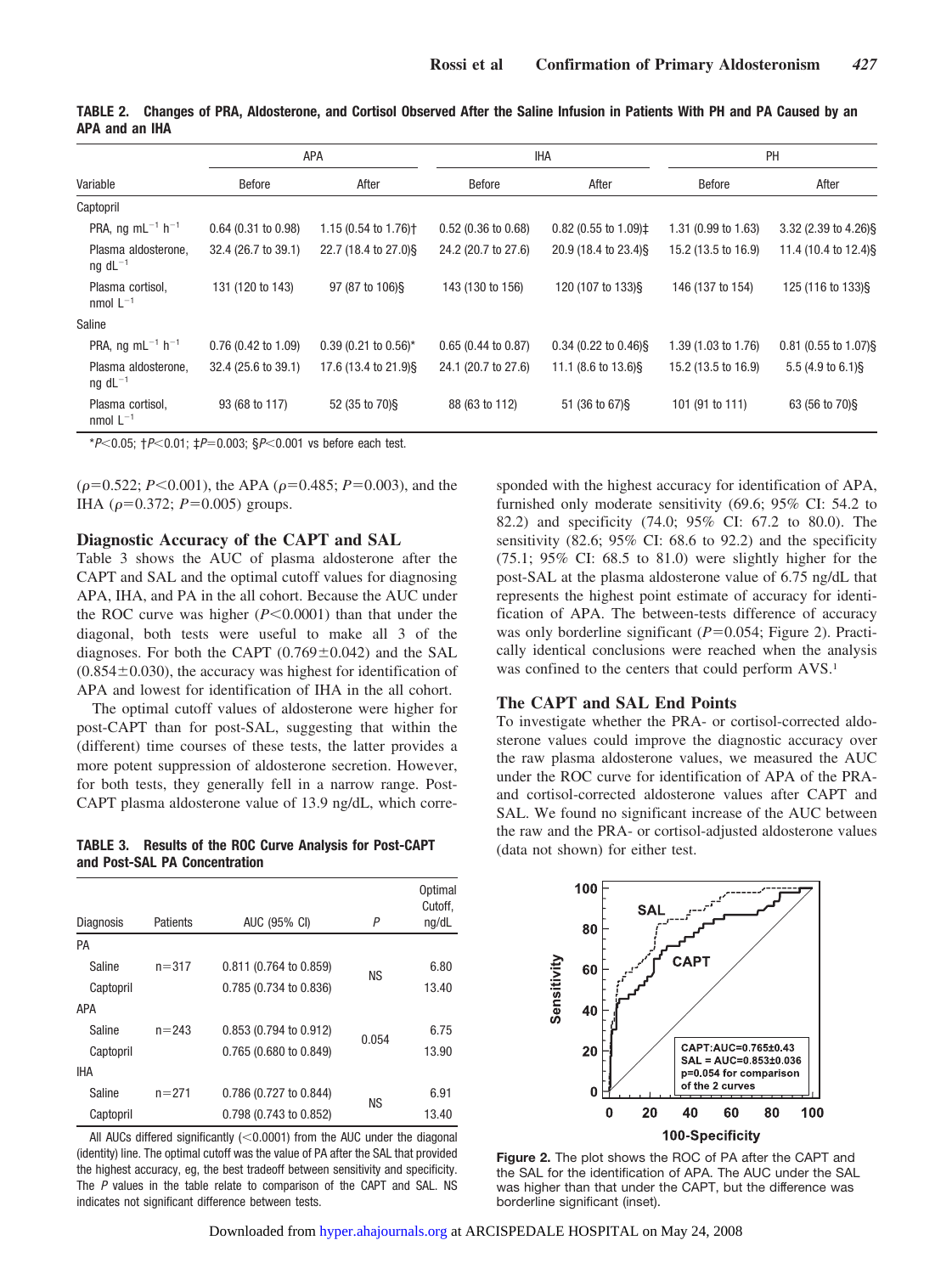**TABLE 2. Changes of PRA, Aldosterone, and Cortisol Observed After the Saline Infusion in Patients With PH and PA Caused by an APA and an IHA**

| Variable | APA | | IHA | | PH | |
|---|---|---|---|---|---|---|
| | Before | After | Before | After | Before | After |
| Captopril | | | | | | |
| PRA, ng $mL^{-1}$ $h^{-1}$ | 0.64 (0.31 to 0.98) | 1.15 (0.54 to 1.76)† | 0.52 (0.36 to 0.68) | 0.82 (0.55 to 1.09)‡ | 1.31 (0.99 to 1.63) | 3.32 (2.39 to 4.26)§ |
| Plasma aldosterone, ng $dL^{-1}$ | 32.4 (26.7 to 39.1) | 22.7 (18.4 to 27.0)§ | 24.2 (20.7 to 27.6) | 20.9 (18.4 to 23.4)§ | 15.2 (13.5 to 16.9) | 11.4 (10.4 to 12.4)§ |
| Plasma cortisol, nmol $L^{-1}$ | 131 (120 to 143) | 97 (87 to 106)§ | 143 (130 to 156) | 120 (107 to 133)§ | 146 (137 to 154) | 125 (116 to 133)§ |
| Saline | | | | | | |
| PRA, ng $mL^{-1}$ $h^{-1}$ | 0.76 (0.42 to 1.09) | 0.39 (0.21 to 0.56)* | 0.65 (0.44 to 0.87) | 0.34 (0.22 to 0.46)§ | 1.39 (1.03 to 1.76) | 0.81 (0.55 to 1.07)§ |
| Plasma aldosterone, ng $dL^{-1}$ | 32.4 (25.6 to 39.1) | 17.6 (13.4 to 21.9)§ | 24.1 (20.7 to 27.6) | 11.1 (8.6 to 13.6)§ | 15.2 (13.5 to 16.9) | 5.5 (4.9 to 6.1)§ |
| Plasma cortisol, nmol $L^{-1}$ | 93 (68 to 117) | 52 (35 to 70)§ | 88 (63 to 112) | 51 (36 to 67)§ | 101 (91 to 111) | 63 (56 to 70)§ |

*$P<0.05$; †$P<0.01$; ‡$P=0.003$; §$P<0.001$ vs before each test.

($\rho=0.522$; $P<0.001$), the APA ($\rho=0.485$; $P=0.003$), and the IHA ($\rho=0.372$; $P=0.005$) groups.

## Diagnostic Accuracy of the CAPT and SAL

Table 3 shows the AUC of plasma aldosterone after the CAPT and SAL and the optimal cutoff values for diagnosing APA, IHA, and PA in the all cohort. Because the AUC under the ROC curve was higher ($P<0.0001$) than that under the diagonal, both tests were useful to make all 3 of the diagnoses. For both the CAPT ($0.769\pm0.042$) and the SAL ($0.854\pm0.030$), the accuracy was highest for identification of APA and lowest for identification of IHA in the all cohort.

The optimal cutoff values of aldosterone were higher for post-CAPT than for post-SAL, suggesting that within the (different) time courses of these tests, the latter provides a more potent suppression of aldosterone secretion. However, for both tests, they generally fell in a narrow range. Post-CAPT plasma aldosterone value of 13.9 ng/dL, which corresponded with the highest accuracy for identification of APA, furnished only moderate sensitivity (69.6; 95% CI: 54.2 to 82.2) and specificity (74.0; 95% CI: 67.2 to 80.0). The sensitivity (82.6; 95% CI: 68.6 to 92.2) and the specificity (75.1; 95% CI: 68.5 to 81.0) were slightly higher for the post-SAL at the plasma aldosterone value of 6.75 ng/dL that represents the highest point estimate of accuracy for identification of APA. The between-tests difference of accuracy was only borderline significant ($P=0.054$; Figure 2). Practically identical conclusions were reached when the analysis was confined to the centers that could perform AVS.[1]

**TABLE 3. Results of the ROC Curve Analysis for Post-CAPT and Post-SAL PA Concentration**

| Diagnosis | Patients | AUC (95% CI) | *P* | Optimal Cutoff, ng/dL |
|---|---|---|---|---|
| PA | | | | |
| Saline | n=317 | 0.811 (0.764 to 0.859) | NS | 6.80 |
| Captopril | | 0.785 (0.734 to 0.836) | | 13.40 |
| APA | | | | |
| Saline | n=243 | 0.853 (0.794 to 0.912) | 0.054 | 6.75 |
| Captopril | | 0.765 (0.680 to 0.849) | | 13.90 |
| IHA | | | | |
| Saline | n=271 | 0.786 (0.727 to 0.844) | NS | 6.91 |
| Captopril | | 0.798 (0.743 to 0.852) | | 13.40 |

All AUCs differed significantly (<0.0001) from the AUC under the diagonal (identity) line. The optimal cutoff was the value of PA after the SAL that provided the highest accuracy, eg, the best tradeoff between sensitivity and specificity. The *P* values in the table relate to comparison of the CAPT and SAL. NS indicates not significant difference between tests.

## The CAPT and SAL End Points

To investigate whether the PRA- or cortisol-corrected aldosterone values could improve the diagnostic accuracy over the raw plasma aldosterone values, we measured the AUC under the ROC curve for identification of APA of the PRA- and cortisol-corrected aldosterone values after CAPT and SAL. We found no significant increase of the AUC between the raw and the PRA- or cortisol-adjusted aldosterone values (data not shown) for either test.

**Figure 2.** The plot shows the ROC of PA after the CAPT and the SAL for the identification of APA. The AUC under the SAL was higher than that under the CAPT, but the difference was borderline significant (inset).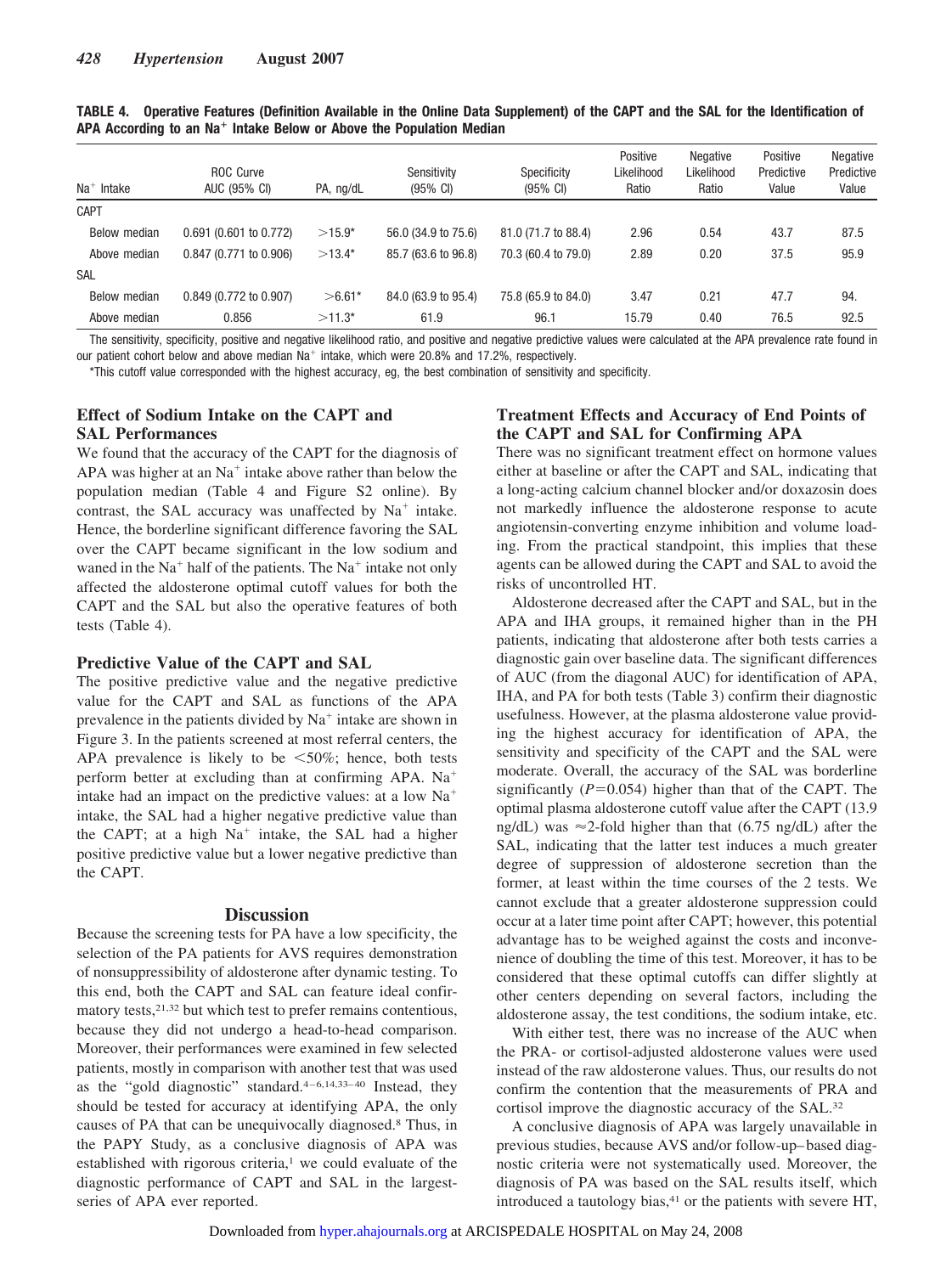**TABLE 4. Operative Features (Definition Available in the Online Data Supplement) of the CAPT and the SAL for the Identification of APA According to an $Na^+$ Intake Below or Above the Population Median**

| $Na^+$ Intake | ROC Curve AUC (95% CI) | PA, ng/dL | Sensitivity (95% CI) | Specificity (95% CI) | Positive Likelihood Ratio | Negative Likelihood Ratio | Positive Predictive Value | Negative Predictive Value |
|---|---|---|---|---|---|---|---|---|
| CAPT | | | | | | | | |
| Below median | 0.691 (0.601 to 0.772) | >15.9* | 56.0 (34.9 to 75.6) | 81.0 (71.7 to 88.4) | 2.96 | 0.54 | 43.7 | 87.5 |
| Above median | 0.847 (0.771 to 0.906) | >13.4* | 85.7 (63.6 to 96.8) | 70.3 (60.4 to 79.0) | 2.89 | 0.20 | 37.5 | 95.9 |
| SAL | | | | | | | | |
| Below median | 0.849 (0.772 to 0.907) | >6.61* | 84.0 (63.9 to 95.4) | 75.8 (65.9 to 84.0) | 3.47 | 0.21 | 47.7 | 94. |
| Above median | 0.856 | >11.3* | 61.9 | 96.1 | 15.79 | 0.40 | 76.5 | 92.5 |

The sensitivity, specificity, positive and negative likelihood ratio, and positive and negative predictive values were calculated at the APA prevalence rate found in our patient cohort below and above median $Na^+$ intake, which were 20.8% and 17.2%, respectively.

*This cutoff value corresponded with the highest accuracy, eg, the best combination of sensitivity and specificity.

### Effect of Sodium Intake on the CAPT and SAL Performances

We found that the accuracy of the CAPT for the diagnosis of APA was higher at an $Na^+$ intake above rather than below the population median (Table 4 and Figure S2 online). By contrast, the SAL accuracy was unaffected by $Na^+$ intake. Hence, the borderline significant difference favoring the SAL over the CAPT became significant in the low sodium and waned in the $Na^+$ half of the patients. The $Na^+$ intake not only affected the aldosterone optimal cutoff values for both the CAPT and the SAL but also the operative features of both tests (Table 4).

### Predictive Value of the CAPT and SAL

The positive predictive value and the negative predictive value for the CAPT and SAL as functions of the APA prevalence in the patients divided by $Na^+$ intake are shown in Figure 3. In the patients screened at most referral centers, the APA prevalence is likely to be <50%; hence, both tests perform better at excluding than at confirming APA. $Na^+$ intake had an impact on the predictive values: at a low $Na^+$ intake, the SAL had a higher negative predictive value than the CAPT; at a high $Na^+$ intake, the SAL had a higher positive predictive value but a lower negative predictive than the CAPT.

## Discussion

Because the screening tests for PA have a low specificity, the selection of the PA patients for AVS requires demonstration of nonsuppressibility of aldosterone after dynamic testing. To this end, both the CAPT and SAL can feature ideal confirmatory tests,[21,32] but which test to prefer remains contentious, because they did not undergo a head-to-head comparison. Moreover, their performances were examined in few selected patients, mostly in comparison with another test that was used as the "gold diagnostic" standard.[4–6,14,33–40] Instead, they should be tested for accuracy at identifying APA, the only causes of PA that can be unequivocally diagnosed.[8] Thus, in the PAPY Study, as a conclusive diagnosis of APA was established with rigorous criteria,[1] we could evaluate of the diagnostic performance of CAPT and SAL in the largest-series of APA ever reported.

### Treatment Effects and Accuracy of End Points of the CAPT and SAL for Confirming APA

There was no significant treatment effect on hormone values either at baseline or after the CAPT and SAL, indicating that a long-acting calcium channel blocker and/or doxazosin does not markedly influence the aldosterone response to acute angiotensin-converting enzyme inhibition and volume loading. From the practical standpoint, this implies that these agents can be allowed during the CAPT and SAL to avoid the risks of uncontrolled HT.

Aldosterone decreased after the CAPT and SAL, but in the APA and IHA groups, it remained higher than in the PH patients, indicating that aldosterone after both tests carries a diagnostic gain over baseline data. The significant differences of AUC (from the diagonal AUC) for identification of APA, IHA, and PA for both tests (Table 3) confirm their diagnostic usefulness. However, at the plasma aldosterone value providing the highest accuracy for identification of APA, the sensitivity and specificity of the CAPT and the SAL were moderate. Overall, the accuracy of the SAL was borderline significantly ($P$=0.054) higher than that of the CAPT. The optimal plasma aldosterone cutoff value after the CAPT (13.9 ng/dL) was ≈2-fold higher than that (6.75 ng/dL) after the SAL, indicating that the latter test induces a much greater degree of suppression of aldosterone secretion than the former, at least within the time courses of the 2 tests. We cannot exclude that a greater aldosterone suppression could occur at a later time point after CAPT; however, this potential advantage has to be weighed against the costs and inconvenience of doubling the time of this test. Moreover, it has to be considered that these optimal cutoffs can differ slightly at other centers depending on several factors, including the aldosterone assay, the test conditions, the sodium intake, etc.

With either test, there was no increase of the AUC when the PRA- or cortisol-adjusted aldosterone values were used instead of the raw aldosterone values. Thus, our results do not confirm the contention that the measurements of PRA and cortisol improve the diagnostic accuracy of the SAL.[32]

A conclusive diagnosis of APA was largely unavailable in previous studies, because AVS and/or follow-up–based diagnostic criteria were not systematically used. Moreover, the diagnosis of PA was based on the SAL results itself, which introduced a tautology bias,[41] or the patients with severe HT,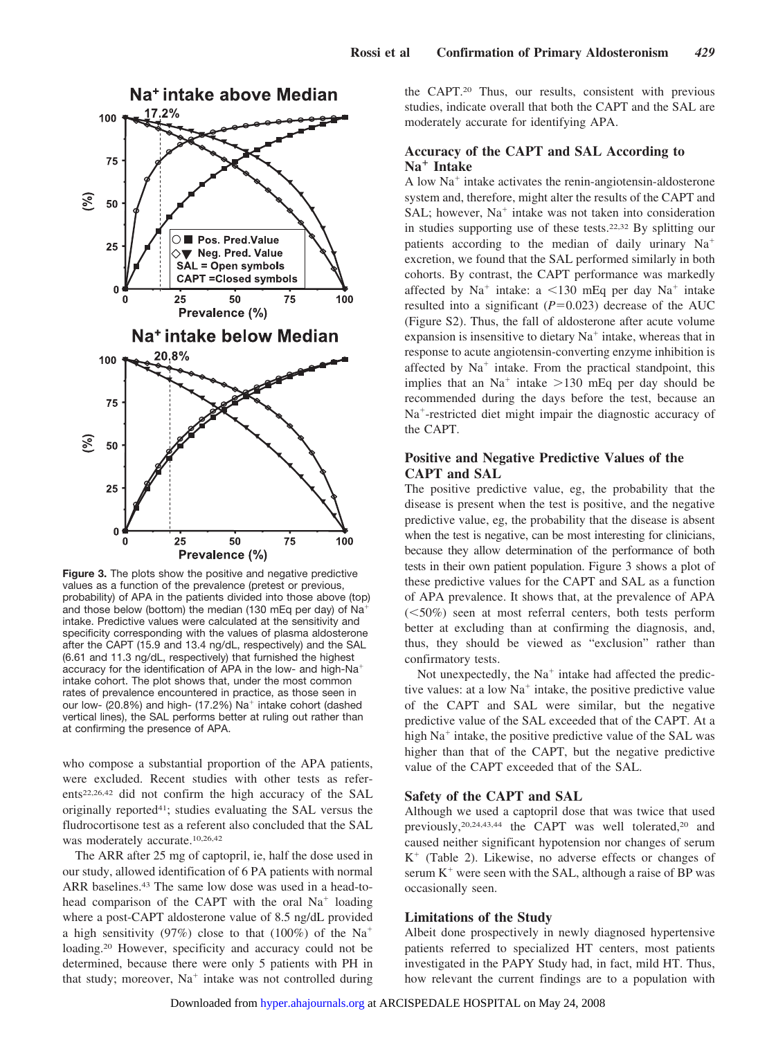Figure 3. The plots show the positive and negative predictive values as a function of the prevalence (pretest or previous, probability) of APA in the patients divided into those above (top) and those below (bottom) the median (130 mEq per day) of $Na^+$ intake. Predictive values were calculated at the sensitivity and specificity corresponding with the values of plasma aldosterone after the CAPT (15.9 and 13.4 ng/dL, respectively) and the SAL (6.61 and 11.3 ng/dL, respectively) that furnished the highest accuracy for the identification of APA in the low- and high-$Na^+$ intake cohort. The plot shows that, under the most common rates of prevalence encountered in practice, as those seen in our low- (20.8%) and high- (17.2%) $Na^+$ intake cohort (dashed vertical lines), the SAL performs better at ruling out rather than at confirming the presence of APA.

who compose a substantial proportion of the APA patients, were excluded. Recent studies with other tests as referents[22,26,42] did not confirm the high accuracy of the SAL originally reported[41]; studies evaluating the SAL versus the fludrocortisone test as a referent also concluded that the SAL was moderately accurate.[10,26,42]

The ARR after 25 mg of captopril, ie, half the dose used in our study, allowed identification of 6 PA patients with normal ARR baselines.[43] The same low dose was used in a head-to-head comparison of the CAPT with the oral $Na^+$ loading where a post-CAPT aldosterone value of 8.5 ng/dL provided a high sensitivity (97%) close to that (100%) of the $Na^+$ loading.[20] However, specificity and accuracy could not be determined, because there were only 5 patients with PH in that study; moreover, $Na^+$ intake was not controlled during the CAPT.[20] Thus, our results, consistent with previous studies, indicate overall that both the CAPT and the SAL are moderately accurate for identifying APA.

### Accuracy of the CAPT and SAL According to $Na^+$ Intake

A low $Na^+$ intake activates the renin-angiotensin-aldosterone system and, therefore, might alter the results of the CAPT and SAL; however, $Na^+$ intake was not taken into consideration in studies supporting use of these tests.[22,32] By splitting our patients according to the median of daily urinary $Na^+$ excretion, we found that the SAL performed similarly in both cohorts. By contrast, the CAPT performance was markedly affected by $Na^+$ intake: a <130 mEq per day $Na^+$ intake resulted into a significant ($P=0.023$) decrease of the AUC (Figure S2). Thus, the fall of aldosterone after acute volume expansion is insensitive to dietary $Na^+$ intake, whereas that in response to acute angiotensin-converting enzyme inhibition is affected by $Na^+$ intake. From the practical standpoint, this implies that an $Na^+$ intake >130 mEq per day should be recommended during the days before the test, because an $Na^+$-restricted diet might impair the diagnostic accuracy of the CAPT.

### Positive and Negative Predictive Values of the CAPT and SAL

The positive predictive value, eg, the probability that the disease is present when the test is positive, and the negative predictive value, eg, the probability that the disease is absent when the test is negative, can be most interesting for clinicians, because they allow determination of the performance of both tests in their own patient population. Figure 3 shows a plot of these predictive values for the CAPT and SAL as a function of APA prevalence. It shows that, at the prevalence of APA (<50%) seen at most referral centers, both tests perform better at excluding than at confirming the diagnosis, and, thus, they should be viewed as "exclusion" rather than confirmatory tests.

Not unexpectedly, the $Na^+$ intake had affected the predictive values: at a low $Na^+$ intake, the positive predictive value of the CAPT and SAL were similar, but the negative predictive value of the SAL exceeded that of the CAPT. At a high $Na^+$ intake, the positive predictive value of the SAL was higher than that of the CAPT, but the negative predictive value of the CAPT exceeded that of the SAL.

### Safety of the CAPT and SAL

Although we used a captopril dose that was twice that used previously,[20,24,43,44] the CAPT was well tolerated,[20] and caused neither significant hypotension nor changes of serum $K^+$ (Table 2). Likewise, no adverse effects or changes of serum $K^+$ were seen with the SAL, although a raise of BP was occasionally seen.

### Limitations of the Study

Albeit done prospectively in newly diagnosed hypertensive patients referred to specialized HT centers, most patients investigated in the PAPY Study had, in fact, mild HT. Thus, how relevant the current findings are to a population with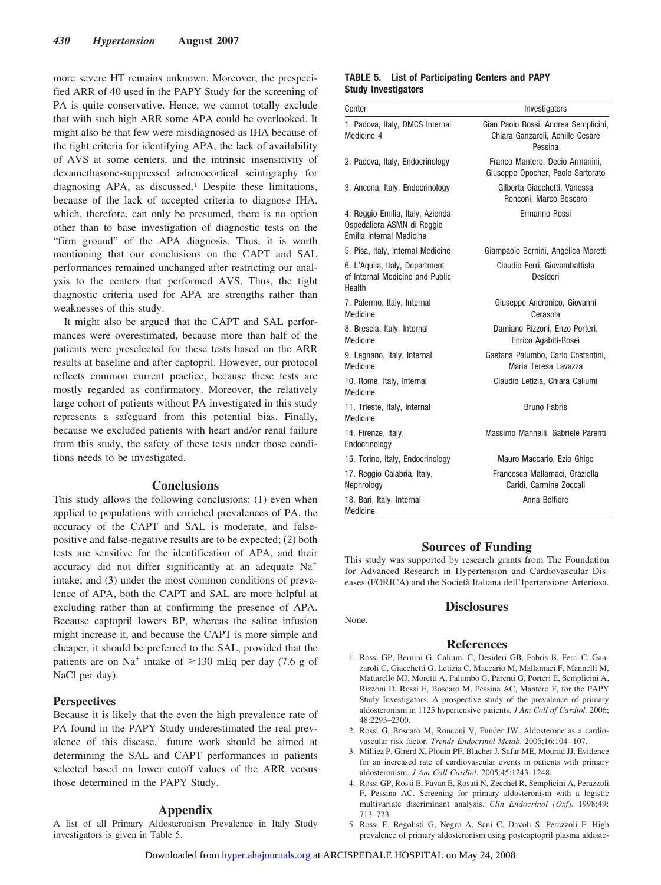more severe HT remains unknown. Moreover, the prespecified ARR of 40 used in the PAPY Study for the screening of PA is quite conservative. Hence, we cannot totally exclude that with such high ARR some APA could be overlooked. It might also be that few were misdiagnosed as IHA because of the tight criteria for identifying APA, the lack of availability of AVS at some centers, and the intrinsic insensitivity of dexamethasone-suppressed adrenocortical scintigraphy for diagnosing APA, as discussed.[1] Despite these limitations, because of the lack of accepted criteria to diagnose IHA, which, therefore, can only be presumed, there is no option other than to base investigation of diagnostic tests on the "firm ground" of the APA diagnosis. Thus, it is worth mentioning that our conclusions on the CAPT and SAL performances remained unchanged after restricting our analysis to the centers that performed AVS. Thus, the tight diagnostic criteria used for APA are strengths rather than weaknesses of this study.

It might also be argued that the CAPT and SAL performances were overestimated, because more than half of the patients were preselected for these tests based on the ARR results at baseline and after captopril. However, our protocol reflects common current practice, because these tests are mostly regarded as confirmatory. Moreover, the relatively large cohort of patients without PA investigated in this study represents a safeguard from this potential bias. Finally, because we excluded patients with heart and/or renal failure from this study, the safety of these tests under those conditions needs to be investigated.

## Conclusions

This study allows the following conclusions: (1) even when applied to populations with enriched prevalences of PA, the accuracy of the CAPT and SAL is moderate, and false-positive and false-negative results are to be expected; (2) both tests are sensitive for the identification of APA, and their accuracy did not differ significantly at an adequate $Na^+$ intake; and (3) under the most common conditions of prevalence of APA, both the CAPT and SAL are more helpful at excluding rather than at confirming the presence of APA. Because captopril lowers BP, whereas the saline infusion might increase it, and because the CAPT is more simple and cheaper, it should be preferred to the SAL, provided that the patients are on $Na^+$ intake of ≥130 mEq per day (7.6 g of NaCl per day).

### Perspectives

Because it is likely that the even the high prevalence rate of PA found in the PAPY Study underestimated the real prevalence of this disease,[1] future work should be aimed at determining the SAL and CAPT performances in patients selected based on lower cutoff values of the ARR versus those determined in the PAPY Study.

## Appendix

A list of all Primary Aldosteronism Prevalence in Italy Study investigators is given in Table 5.

**TABLE 5. List of Participating Centers and PAPY Study Investigators**

| Center | Investigators |
|---|---|
| 1. Padova, Italy, DMCS Internal Medicine 4 | Gian Paolo Rossi, Andrea Semplicini, Chiara Ganzaroli, Achille Cesare Pessina |
| 2. Padova, Italy, Endocrinology | Franco Mantero, Decio Armanini, Giuseppe Opocher, Paolo Sartorato |
| 3. Ancona, Italy, Endocrinology | Gilberta Giacchetti, Vanessa Ronconi, Marco Boscaro |
| 4. Reggio Emilia, Italy, Azienda Ospedaliera ASMN di Reggio Emilia Internal Medicine | Ermanno Rossi |
| 5. Pisa, Italy, Internal Medicine | Giampaolo Bernini, Angelica Moretti |
| 6. L'Aquila, Italy, Department of Internal Medicine and Public Health | Claudio Ferri, Giovambattista Desideri |
| 7. Palermo, Italy, Internal Medicine | Giuseppe Andronico, Giovanni Cerasola |
| 8. Brescia, Italy, Internal Medicine | Damiano Rizzoni, Enzo Porteri, Enrico Agabiti-Rosei |
| 9. Legnano, Italy, Internal Medicine | Gaetana Palumbo, Carlo Costantini, Maria Teresa Lavazza |
| 10. Rome, Italy, Internal Medicine | Claudio Letizia, Chiara Caliumi |
| 11. Trieste, Italy, Internal Medicine | Bruno Fabris |
| 14. Firenze, Italy, Endocrinology | Massimo Mannelli, Gabriele Parenti |
| 15. Torino, Italy, Endocrinology | Mauro Maccario, Ezio Ghigo |
| 17. Reggio Calabria, Italy, Nephrology | Francesca Mallamaci, Graziella Caridi, Carmine Zoccali |
| 18. Bari, Italy, Internal Medicine | Anna Belfiore |

## Sources of Funding

This study was supported by research grants from The Foundation for Advanced Research in Hypertension and Cardiovascular Diseases (FORICA) and the Società Italiana dell'Ipertensione Arteriosa.

## Disclosures

None.

## References

1. Rossi GP, Bernini G, Caliumi C, Desideri GB, Fabris B, Ferri C, Ganzaroli C, Giacchetti G, Letizia C, Maccario M, Mallamaci F, Mannelli M, Mattarello MJ, Moretti A, Palumbo G, Parenti G, Porteri E, Semplicini A, Rizzoni D, Rossi E, Boscaro M, Pessina AC, Mantero F, for the PAPY Study Investigators. A prospective study of the prevalence of primary aldosteronism in 1125 hypertensive patients. *J Am Coll of Cardiol.* 2006; 48:2293–2300.
2. Rossi G, Boscaro M, Ronconi V, Funder JW. Aldosterone as a cardiovascular risk factor. *Trends Endocrinol Metab.* 2005;16:104–107.
3. Milliez P, Girerd X, Plouin PF, Blacher J, Safar ME, Mourad JJ. Evidence for an increased rate of cardiovascular events in patients with primary aldosteronism. *J Am Coll Cardiol.* 2005;45:1243–1248.
4. Rossi GP, Rossi E, Pavan E, Rosati N, Zecchel R, Semplicini A, Perazzoli F, Pessina AC. Screening for primary aldosteronism with a logistic multivariate discriminant analysis. *Clin Endocrinol (Oxf).* 1998;49: 713–723.
5. Rossi E, Regolisti G, Negro A, Sani C, Davoli S, Perazzoli F. High prevalence of primary aldosteronism using postcaptopril plasma aldoste-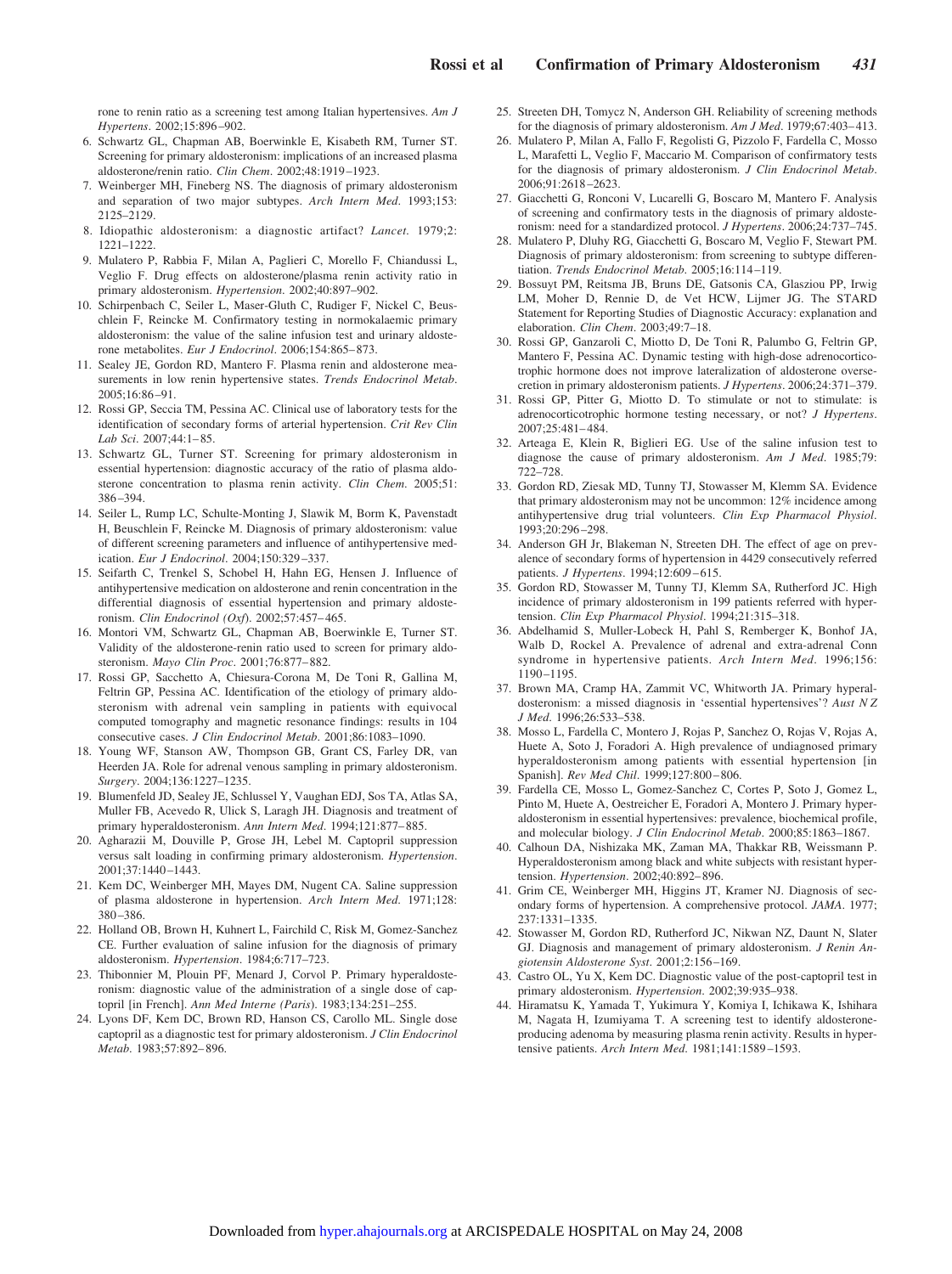rone to renin ratio as a screening test among Italian hypertensives. *Am J Hypertens*. 2002;15:896–902.

6. Schwartz GL, Chapman AB, Boerwinkle E, Kisabeth RM, Turner ST. Screening for primary aldosteronism: implications of an increased plasma aldosterone/renin ratio. *Clin Chem*. 2002;48:1919–1923.
7. Weinberger MH, Fineberg NS. The diagnosis of primary aldosteronism and separation of two major subtypes. *Arch Intern Med*. 1993;153: 2125–2129.
8. Idiopathic aldosteronism: a diagnostic artifact? *Lancet*. 1979;2: 1221–1222.
9. Mulatero P, Rabbia F, Milan A, Paglieri C, Morello F, Chiandussi L, Veglio F. Drug effects on aldosterone/plasma renin activity ratio in primary aldosteronism. *Hypertension*. 2002;40:897–902.
10. Schirpenbach C, Seiler L, Maser-Gluth C, Rudiger F, Nickel C, Beuschlein F, Reincke M. Confirmatory testing in normokalaemic primary aldosteronism: the value of the saline infusion test and urinary aldosterone metabolites. *Eur J Endocrinol*. 2006;154:865–873.
11. Sealey JE, Gordon RD, Mantero F. Plasma renin and aldosterone measurements in low renin hypertensive states. *Trends Endocrinol Metab*. 2005;16:86–91.
12. Rossi GP, Seccia TM, Pessina AC. Clinical use of laboratory tests for the identification of secondary forms of arterial hypertension. *Crit Rev Clin Lab Sci*. 2007;44:1–85.
13. Schwartz GL, Turner ST. Screening for primary aldosteronism in essential hypertension: diagnostic accuracy of the ratio of plasma aldosterone concentration to plasma renin activity. *Clin Chem*. 2005;51: 386–394.
14. Seiler L, Rump LC, Schulte-Monting J, Slawik M, Borm K, Pavenstadt H, Beuschlein F, Reincke M. Diagnosis of primary aldosteronism: value of different screening parameters and influence of antihypertensive medication. *Eur J Endocrinol*. 2004;150:329–337.
15. Seifarth C, Trenkel S, Schobel H, Hahn EG, Hensen J. Influence of antihypertensive medication on aldosterone and renin concentration in the differential diagnosis of essential hypertension and primary aldosteronism. *Clin Endocrinol (Oxf)*. 2002;57:457–465.
16. Montori VM, Schwartz GL, Chapman AB, Boerwinkle E, Turner ST. Validity of the aldosterone-renin ratio used to screen for primary aldosteronism. *Mayo Clin Proc*. 2001;76:877–882.
17. Rossi GP, Sacchetto A, Chiesura-Corona M, De Toni R, Gallina M, Feltrin GP, Pessina AC. Identification of the etiology of primary aldosteronism with adrenal vein sampling in patients with equivocal computed tomography and magnetic resonance findings: results in 104 consecutive cases. *J Clin Endocrinol Metab*. 2001;86:1083–1090.
18. Young WF, Stanson AW, Thompson GB, Grant CS, Farley DR, van Heerden JA. Role for adrenal venous sampling in primary aldosteronism. *Surgery*. 2004;136:1227–1235.
19. Blumenfeld JD, Sealey JE, Schlussel Y, Vaughan EDJ, Sos TA, Atlas SA, Muller FB, Acevedo R, Ulick S, Laragh JH. Diagnosis and treatment of primary hyperaldosteronism. *Ann Intern Med*. 1994;121:877–885.
20. Agharazii M, Douville P, Grose JH, Lebel M. Captopril suppression versus salt loading in confirming primary aldosteronism. *Hypertension*. 2001;37:1440–1443.
21. Kem DC, Weinberger MH, Mayes DM, Nugent CA. Saline suppression of plasma aldosterone in hypertension. *Arch Intern Med*. 1971;128: 380–386.
22. Holland OB, Brown H, Kuhnert L, Fairchild C, Risk M, Gomez-Sanchez CE. Further evaluation of saline infusion for the diagnosis of primary aldosteronism. *Hypertension*. 1984;6:717–723.
23. Thibonnier M, Plouin PF, Menard J, Corvol P. Primary hyperaldosteronism: diagnostic value of the administration of a single dose of captopril [in French]. *Ann Med Interne (Paris)*. 1983;134:251–255.
24. Lyons DF, Kem DC, Brown RD, Hanson CS, Carollo ML. Single dose captopril as a diagnostic test for primary aldosteronism. *J Clin Endocrinol Metab*. 1983;57:892–896.
25. Streeten DH, Tomycz N, Anderson GH. Reliability of screening methods for the diagnosis of primary aldosteronism. *Am J Med*. 1979;67:403–413.
26. Mulatero P, Milan A, Fallo F, Regolisti G, Pizzolo F, Fardella C, Mosso L, Marafetti L, Veglio F, Maccario M. Comparison of confirmatory tests for the diagnosis of primary aldosteronism. *J Clin Endocrinol Metab*. 2006;91:2618–2623.
27. Giacchetti G, Ronconi V, Lucarelli G, Boscaro M, Mantero F. Analysis of screening and confirmatory tests in the diagnosis of primary aldosteronism: need for a standardized protocol. *J Hypertens*. 2006;24:737–745.
28. Mulatero P, Dluhy RG, Giacchetti G, Boscaro M, Veglio F, Stewart PM. Diagnosis of primary aldosteronism: from screening to subtype differentiation. *Trends Endocrinol Metab*. 2005;16:114–119.
29. Bossuyt PM, Reitsma JB, Bruns DE, Gatsonis CA, Glasziou PP, Irwig LM, Moher D, Rennie D, de Vet HCW, Lijmer JG. The STARD Statement for Reporting Studies of Diagnostic Accuracy: explanation and elaboration. *Clin Chem*. 2003;49:7–18.
30. Rossi GP, Ganzaroli C, Miotto D, De Toni R, Palumbo G, Feltrin GP, Mantero F, Pessina AC. Dynamic testing with high-dose adrenocorticotrophic hormone does not improve lateralization of aldosterone oversecretion in primary aldosteronism patients. *J Hypertens*. 2006;24:371–379.
31. Rossi GP, Pitter G, Miotto D. To stimulate or not to stimulate: is adrenocorticotrophic hormone testing necessary, or not? *J Hypertens*. 2007;25:481–484.
32. Arteaga E, Klein R, Biglieri EG. Use of the saline infusion test to diagnose the cause of primary aldosteronism. *Am J Med*. 1985;79: 722–728.
33. Gordon RD, Ziesak MD, Tunny TJ, Stowasser M, Klemm SA. Evidence that primary aldosteronism may not be uncommon: 12% incidence among antihypertensive drug trial volunteers. *Clin Exp Pharmacol Physiol*. 1993;20:296–298.
34. Anderson GH Jr, Blakeman N, Streeten DH. The effect of age on prevalence of secondary forms of hypertension in 4429 consecutively referred patients. *J Hypertens*. 1994;12:609–615.
35. Gordon RD, Stowasser M, Tunny TJ, Klemm SA, Rutherford JC. High incidence of primary aldosteronism in 199 patients referred with hypertension. *Clin Exp Pharmacol Physiol*. 1994;21:315–318.
36. Abdelhamid S, Muller-Lobeck H, Pahl S, Remberger K, Bonhof JA, Walb D, Rockel A. Prevalence of adrenal and extra-adrenal Conn syndrome in hypertensive patients. *Arch Intern Med*. 1996;156: 1190–1195.
37. Brown MA, Cramp HA, Zammit VC, Whitworth JA. Primary hyperaldosteronism: a missed diagnosis in 'essential hypertensives'? *Aust N Z J Med*. 1996;26:533–538.
38. Mosso L, Fardella C, Montero J, Rojas P, Sanchez O, Rojas V, Rojas A, Huete A, Soto J, Foradori A. High prevalence of undiagnosed primary hyperaldosteronism among patients with essential hypertension [in Spanish]. *Rev Med Chil*. 1999;127:800–806.
39. Fardella CE, Mosso L, Gomez-Sanchez C, Cortes P, Soto J, Gomez L, Pinto M, Huete A, Oestreicher E, Foradori A, Montero J. Primary hyperaldosteronism in essential hypertensives: prevalence, biochemical profile, and molecular biology. *J Clin Endocrinol Metab*. 2000;85:1863–1867.
40. Calhoun DA, Nishizaka MK, Zaman MA, Thakkar RB, Weissmann P. Hyperaldosteronism among black and white subjects with resistant hypertension. *Hypertension*. 2002;40:892–896.
41. Grim CE, Weinberger MH, Higgins JT, Kramer NJ. Diagnosis of secondary forms of hypertension. A comprehensive protocol. *JAMA*. 1977; 237:1331–1335.
42. Stowasser M, Gordon RD, Rutherford JC, Nikwan NZ, Daunt N, Slater GJ. Diagnosis and management of primary aldosteronism. *J Renin Angiotensin Aldosterone Syst*. 2001;2:156–169.
43. Castro OL, Yu X, Kem DC. Diagnostic value of the post-captopril test in primary aldosteronism. *Hypertension*. 2002;39:935–938.
44. Hiramatsu K, Yamada T, Yukimura Y, Komiya I, Ichikawa K, Ishihara M, Nagata H, Izumiyama T. A screening test to identify aldosterone-producing adenoma by measuring plasma renin activity. Results in hypertensive patients. *Arch Intern Med*. 1981;141:1589–1593.